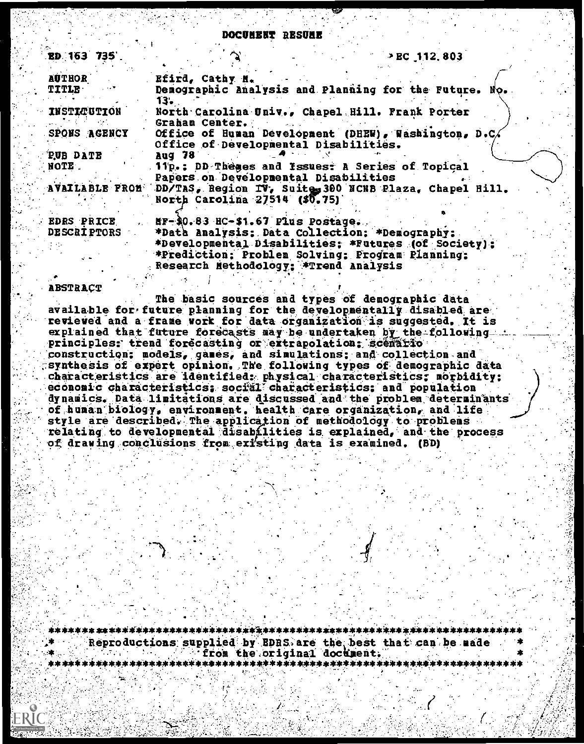# DOCUMENT RESUME

ED 163 735 EC 112 803

| | |
|---|---|
| AUTHOR | Efird, Cathy M. |
| TITLE | Demographic Analysis and Planning for the Future. No. 13. |
| INSTITUTION | North Carolina Univ., Chapel Hill. Frank Porter Graham Center. |
| SPONS AGENCY | Office of Human Development (DHEW), Washington, D.C. Office of Developmental Disabilities. |
| PUB DATE | Aug 78 |
| NOTE | 11p.; DD Themes and Issues: A Series of Topical Papers on Developmental Disabilities |
| AVAILABLE FROM | DD/TAS, Region IV, Suite 300 NCNB Plaza, Chapel Hill, North Carolina 27514 ($0.75) |
| EDRS PRICE | MF-$0.83 HC-$1.67 Plus Postage. |
| DESCRIPTORS | *Data Analysis; Data Collection; *Demography; *Developmental Disabilities; *Futures (of Society); *Prediction; Problem Solving; Program Planning; Research Methodology; *Trend Analysis |

## ABSTRACT

The basic sources and types of demographic data available for future planning for the developmentally disabled are reviewed and a frame work for data organization is suggested. It is explained that future forecasts may be undertaken by the following principles: trend forecasting or extrapolation; scenario construction; models, games, and simulations; and collection and synthesis of expert opinion. The following types of demographic data characteristics are identified: physical characteristics; morbidity; economic characteristics; social characteristics; and population dynamics. Data limitations are discussed and the problem determinants of human biology, environment, health care organization, and life style are described. The application of methodology to problems relating to developmental disabilities is explained, and the process of drawing conclusions from existing data is examined. (BD)

---

Reproductions supplied by EDRS are the best that can be made from the original document.

---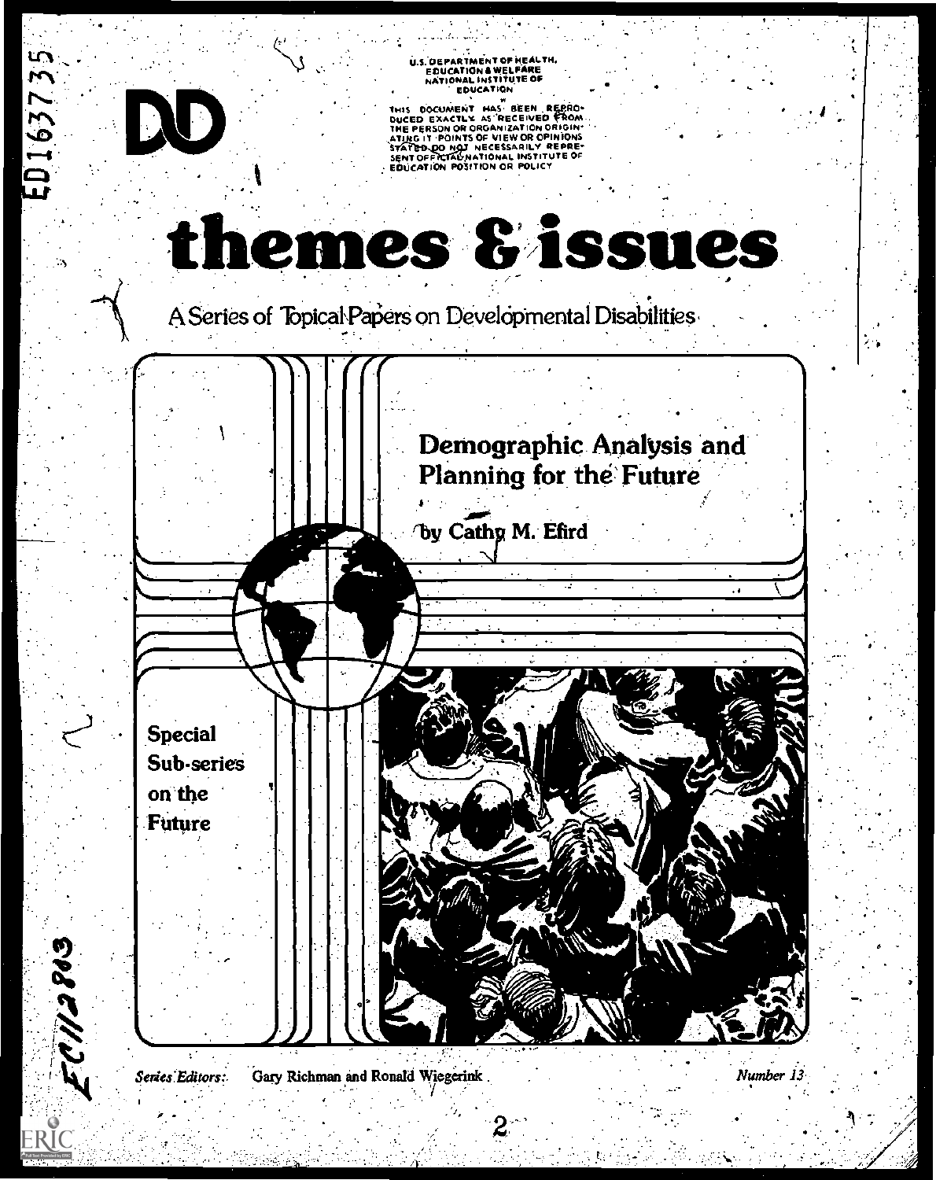ED163735

DD

U.S. DEPARTMENT OF HEALTH, EDUCATION & WELFARE
NATIONAL INSTITUTE OF EDUCATION

THIS DOCUMENT HAS BEEN REPRODUCED EXACTLY AS RECEIVED FROM THE PERSON OR ORGANIZATION ORIGINATING IT. POINTS OF VIEW OR OPINIONS STATED DO NOT NECESSARILY REPRESENT OFFICIAL NATIONAL INSTITUTE OF EDUCATION POSITION OR POLICY

# themes & issues

A Series of Topical Papers on Developmental Disabilities

## Demographic Analysis and Planning for the Future

by Catho M. Efird

Special Sub-series on the Future

EC112903

*Series Editors:* Gary Richman and Ronald Wiegerink

*Number 13*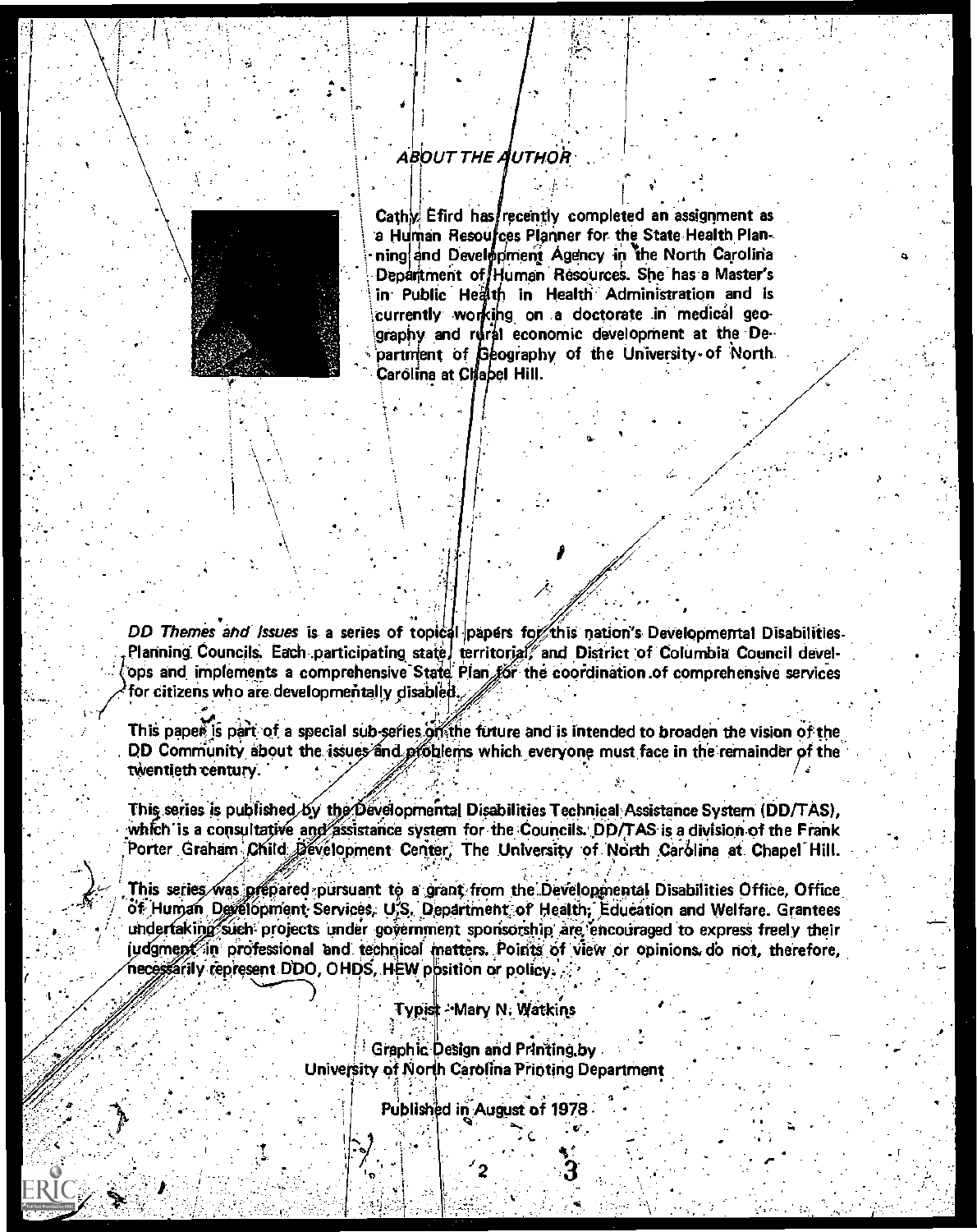## ABOUT THE AUTHOR

Cathy Efird has recently completed an assignment as a Human Resources Planner for the State Health Planning and Development Agency in the North Carolina Department of Human Resources. She has a Master's in Public Health in Health Administration and is currently working on a doctorate in medical geography and rural economic development at the Department of Geography of the University of North Carolina at Chapel Hill.

*DD Themes and Issues* is a series of topical papers for this nation's Developmental Disabilities Planning Councils. Each participating state, territorial, and District of Columbia Council develops and implements a comprehensive State Plan for the coordination of comprehensive services for citizens who are developmentally disabled.

This paper is part of a special sub-series on the future and is intended to broaden the vision of the DD Community about the issues and problems which everyone must face in the remainder of the twentieth century.

This series is published by the Developmental Disabilities Technical Assistance System (DD/TAS), which is a consultative and assistance system for the Councils. DD/TAS is a division of the Frank Porter Graham Child Development Center, The University of North Carolina at Chapel Hill.

This series was prepared pursuant to a grant from the Developmental Disabilities Office, Office of Human Development Services, U.S. Department of Health, Education and Welfare. Grantees undertaking such projects under government sponsorship are encouraged to express freely their judgment in professional and technical matters. Points of view or opinions do not, therefore, necessarily represent DDO, OHDS, HEW position or policy.

Typist - Mary N. Watkins

Graphic Design and Printing by
University of North Carolina Printing Department

Published in August of 1978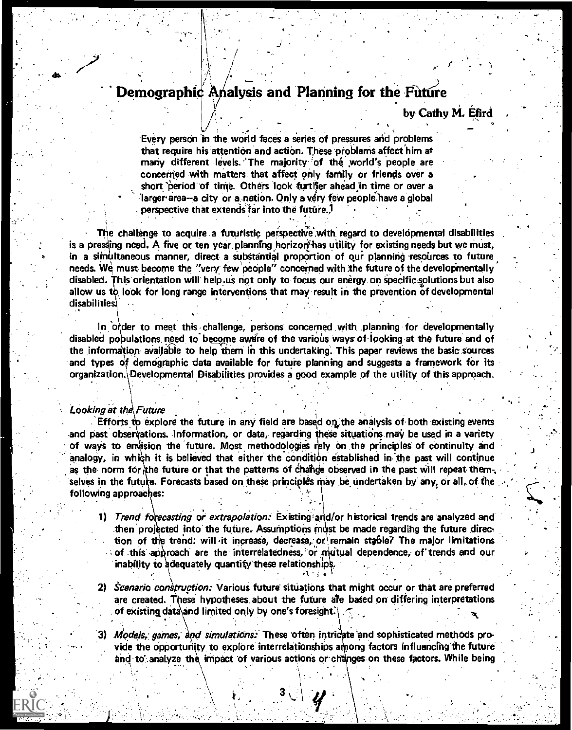# Demographic Analysis and Planning for the Future

**by Cathy M. Efird**

> Every person in the world faces a series of pressures and problems that require his attention and action. These problems affect him at many different levels. The majority of the world's people are concerned with matters that affect only family or friends over a short period of time. Others look further ahead in time or over a larger area—a city or a nation. Only a very few people have a global perspective that extends far into the future.[1]

The challenge to acquire a futuristic perspective with regard to developmental disabilities is a pressing need. A five or ten year planning horizon has utility for existing needs but we must, in a simultaneous manner, direct a substantial proportion of our planning resources to future needs. We must become the "very few people" concerned with the future of the developmentally disabled. This orientation will help us not only to focus our energy on specific solutions but also allow us to look for long range interventions that may result in the prevention of developmental disabilities.

In order to meet this challenge, persons concerned with planning for developmentally disabled populations need to become aware of the various ways of looking at the future and of the information available to help them in this undertaking. This paper reviews the basic sources and types of demographic data available for future planning and suggests a framework for its organization. Developmental Disabilities provides a good example of the utility of this approach.

*Looking at the Future*

Efforts to explore the future in any field are based on the analysis of both existing events and past observations. Information, or data, regarding these situations may be used in a variety of ways to envision the future. Most methodologies rely on the principles of continuity and analogy, in which it is believed that either the condition established in the past will continue as the norm for the future or that the patterns of change observed in the past will repeat themselves in the future. Forecasts based on these principles may be undertaken by any, or all, of the following approaches:

1) *Trend forecasting or extrapolation:* Existing and/or historical trends are analyzed and then projected into the future. Assumptions must be made regarding the future direction of the trend: will it increase, decrease, or remain stable? The major limitations of this approach are the interrelatedness, or mutual dependence, of trends and our inability to adequately quantify these relationships.

2) *Scenario construction:* Various future situations that might occur or that are preferred are created. These hypotheses about the future are based on differing interpretations of existing data and limited only by one's foresight.

3) *Models, games, and simulations:* These often intricate and sophisticated methods provide the opportunity to explore interrelationships among factors influencing the future and to analyze the impact of various actions or changes on these factors. While being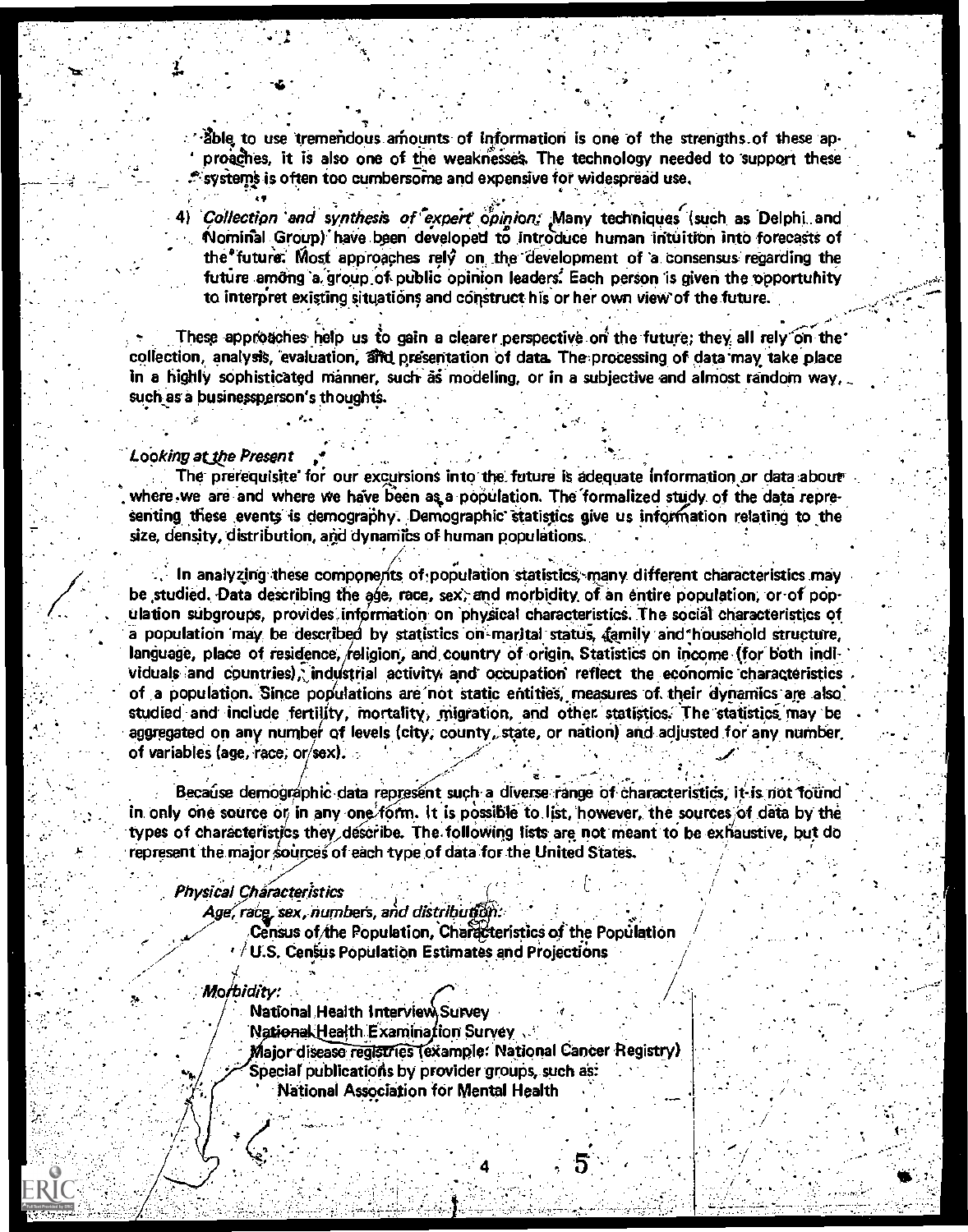able to use tremendous amounts of information is one of the strengths of these approaches, it is also one of the weaknesses. The technology needed to support these systems is often too cumbersome and expensive for widespread use.

4) *Collection and synthesis of expert opinion:* Many techniques (such as Delphi and Nominal Group) have been developed to introduce human intuition into forecasts of the future. Most approaches rely on the development of a consensus regarding the future among a group of public opinion leaders. Each person is given the opportunity to interpret existing situations and construct his or her own view of the future.

These approaches help us to gain a clearer perspective on the future; they all rely on the collection, analysis, evaluation, and presentation of data. The processing of data may take place in a highly sophisticated manner, such as modeling, or in a subjective and almost random way, such as a businessperson's thoughts.

### *Looking at the Present*

The prerequisite for our excursions into the future is adequate information or data about where we are and where we have been as a population. The formalized study of the data representing these events is demography. Demographic statistics give us information relating to the size, density, distribution, and dynamics of human populations.

In analyzing these components of population statistics, many different characteristics may be studied. Data describing the age, race, sex, and morbidity of an entire population, or of population subgroups, provides information on physical characteristics. The social characteristics of a population may be described by statistics on marital status, family and household structure, language, place of residence, religion, and country of origin. Statistics on income (for both individuals and countries), industrial activity and occupation reflect the economic characteristics of a population. Since populations are not static entities, measures of their dynamics are also studied and include fertility, mortality, migration, and other statistics. The statistics may be aggregated on any number of levels (city, county, state, or nation) and adjusted for any number of variables (age, race, or sex).

Because demographic data represent such a diverse range of characteristics, it is not found in only one source or in any one form. It is possible to list, however, the sources of data by the types of characteristics they describe. The following lists are not meant to be exhaustive, but do represent the major sources of each type of data for the United States.

*Physical Characteristics*

*Age, race, sex, numbers, and distribution:*
- Census of the Population, Characteristics of the Population
- U.S. Census Population Estimates and Projections

*Morbidity:*
- National Health Interview Survey
- National Health Examination Survey
- Major disease registries (example: National Cancer Registry)
- Special publications by provider groups, such as:
  - National Association for Mental Health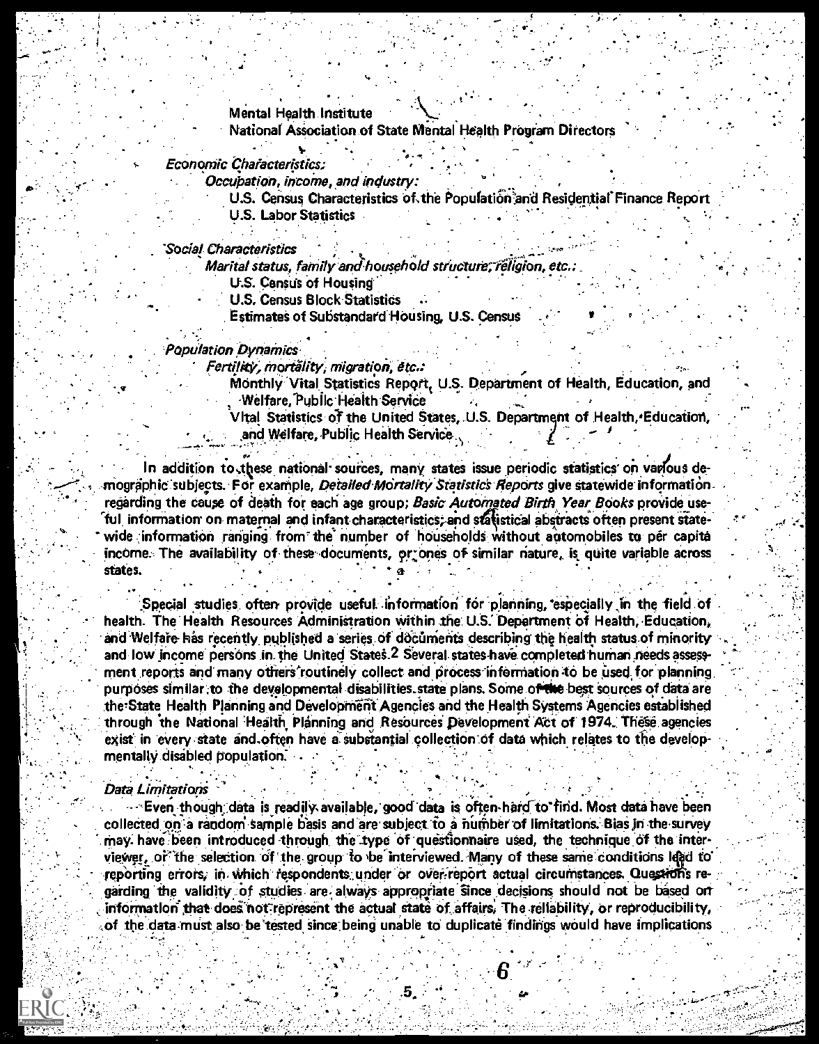Mental Health Institute
National Association of State Mental Health Program Directors

*Economic Characteristics:*

*Occupation, income, and industry:*

U.S. Census Characteristics of the Population and Residential Finance Report
U.S. Labor Statistics

*Social Characteristics*

*Marital status, family and household structure, religion, etc.:*

U.S. Census of Housing
U.S. Census Block Statistics
Estimates of Substandard Housing, U.S. Census

*Population Dynamics*

*Fertility, mortality, migration, etc.:*

Monthly Vital Statistics Report, U.S. Department of Health, Education, and Welfare, Public Health Service
Vital Statistics of the United States, U.S. Department of Health, Education, and Welfare, Public Health Service

In addition to these national sources, many states issue periodic statistics on various demographic subjects. For example, *Detailed Mortality Statistics Reports* give statewide information regarding the cause of death for each age group; *Basic Automated Birth Year Books* provide useful information on maternal and infant characteristics; and statistical abstracts often present statewide information ranging from the number of households without automobiles to per capita income. The availability of these documents, or ones of similar nature, is quite variable across states.

Special studies often provide useful information for planning, especially in the field of health. The Health Resources Administration within the U.S. Department of Health, Education, and Welfare has recently published a series of documents describing the health status of minority and low income persons in the United States.[2] Several states have completed human needs assessment reports and many others routinely collect and process information to be used for planning purposes similar to the developmental disabilities state plans. Some of the best sources of data are the State Health Planning and Development Agencies and the Health Systems Agencies established through the National Health Planning and Resources Development Act of 1974. These agencies exist in every state and often have a substantial collection of data which relates to the developmentally disabled population.

*Data Limitations*

Even though data is readily available, good data is often hard to find. Most data have been collected on a random sample basis and are subject to a number of limitations. Bias in the survey may have been introduced through the type of questionnaire used, the technique of the interviewer, or the selection of the group to be interviewed. Many of these same conditions lead to reporting errors, in which respondents under or over-report actual circumstances. Questions regarding the validity of studies are always appropriate since decisions should not be based on information that does not represent the actual state of affairs. The reliability, or reproducibility, of the data must also be tested since being unable to duplicate findings would have implications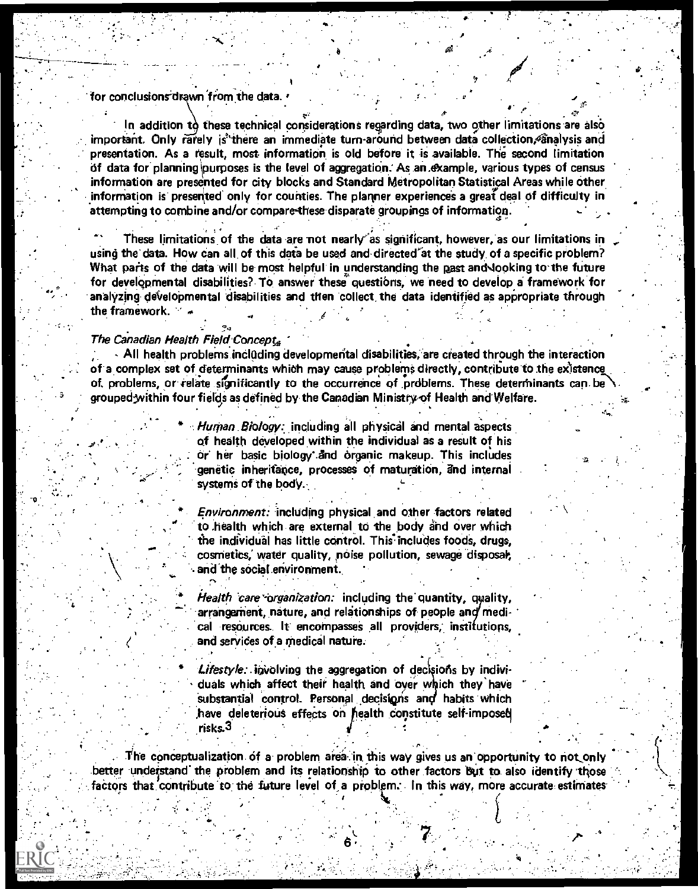for conclusions drawn from the data.

In addition to these technical considerations regarding data, two other limitations are also important. Only rarely is there an immediate turn-around between data collection, analysis and presentation. As a result, most information is old before it is available. The second limitation of data for planning purposes is the level of aggregation. As an example, various types of census information are presented for city blocks and Standard Metropolitan Statistical Areas while other information is presented only for counties. The planner experiences a great deal of difficulty in attempting to combine and/or compare these disparate groupings of information.

These limitations of the data are not nearly as significant, however, as our limitations in using the data. How can all of this data be used and directed at the study of a specific problem? What parts of the data will be most helpful in understanding the past and looking to the future for developmental disabilities? To answer these questions, we need to develop a framework for analyzing developmental disabilities and then collect the data identified as appropriate through the framework.

*The Canadian Health Field Concept*

All health problems including developmental disabilities, are created through the interaction of a complex set of determinants which may cause problems directly, contribute to the existence of problems, or relate significantly to the occurrence of problems. These determinants can be grouped within four fields as defined by the Canadian Ministry of Health and Welfare.

- *Human Biology:* including all physical and mental aspects of health developed within the individual as a result of his or her basic biology and organic makeup. This includes genetic inheritance, processes of maturation, and internal systems of the body.
- *Environment:* including physical and other factors related to health which are external to the body and over which the individual has little control. This includes foods, drugs, cosmetics, water quality, noise pollution, sewage disposal, and the social environment.
- *Health care organization:* including the quantity, quality, arrangement, nature, and relationships of people and medical resources. It encompasses all providers, institutions, and services of a medical nature.
- *Lifestyle:* involving the aggregation of decisions by individuals which affect their health and over which they have substantial control. Personal decisions and habits which have deleterious effects on health constitute self-imposed risks.[3]

The conceptualization of a problem area in this way gives us an opportunity to not only better understand the problem and its relationship to other factors but to also identify those factors that contribute to the future level of a problem. In this way, more accurate estimates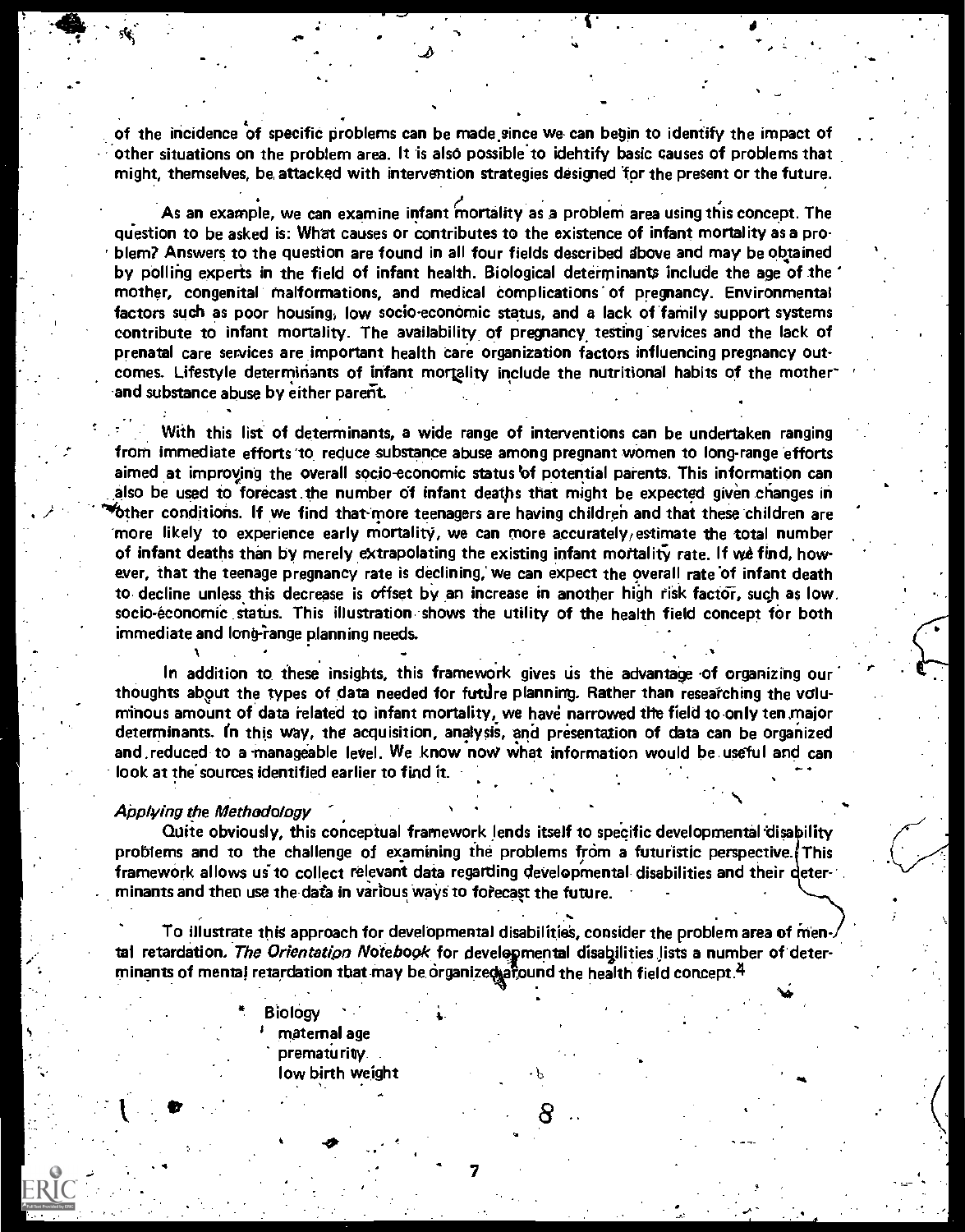of the incidence of specific problems can be made since we can begin to identify the impact of other situations on the problem area. It is also possible to identify basic causes of problems that might, themselves, be attacked with intervention strategies designed for the present or the future.

As an example, we can examine infant mortality as a problem area using this concept. The question to be asked is: What causes or contributes to the existence of infant mortality as a problem? Answers to the question are found in all four fields described above and may be obtained by polling experts in the field of infant health. Biological determinants include the age of the mother, congenital malformations, and medical complications of pregnancy. Environmental factors such as poor housing, low socio-economic status, and a lack of family support systems contribute to infant mortality. The availability of pregnancy testing services and the lack of prenatal care services are important health care organization factors influencing pregnancy outcomes. Lifestyle determinants of infant mortality include the nutritional habits of the mother and substance abuse by either parent.

With this list of determinants, a wide range of interventions can be undertaken ranging from immediate efforts to reduce substance abuse among pregnant women to long-range efforts aimed at improving the overall socio-economic status of potential parents. This information can also be used to forecast the number of infant deaths that might be expected given changes in other conditions. If we find that more teenagers are having children and that these children are more likely to experience early mortality, we can more accurately estimate the total number of infant deaths than by merely extrapolating the existing infant mortality rate. If we find, however, that the teenage pregnancy rate is declining, we can expect the overall rate of infant death to decline unless this decrease is offset by an increase in another high risk factor, such as low socio-economic status. This illustration shows the utility of the health field concept for both immediate and long-range planning needs.

In addition to these insights, this framework gives us the advantage of organizing our thoughts about the types of data needed for future planning. Rather than researching the voluminous amount of data related to infant mortality, we have narrowed the field to only ten major determinants. In this way, the acquisition, analysis, and presentation of data can be organized and reduced to a manageable level. We know now what information would be useful and can look at the sources identified earlier to find it.

*Applying the Methodology*

Quite obviously, this conceptual framework lends itself to specific developmental disability problems and to the challenge of examining the problems from a futuristic perspective. This framework allows us to collect relevant data regarding developmental disabilities and their determinants and then use the data in various ways to forecast the future.

To illustrate this approach for developmental disabilities, consider the problem area of mental retardation. *The Orientation Notebook* for developmental disabilities lists a number of determinants of mental retardation that may be organized around the health field concept.[4]

* Biology
  - maternal age
  - prematurity
  - low birth weight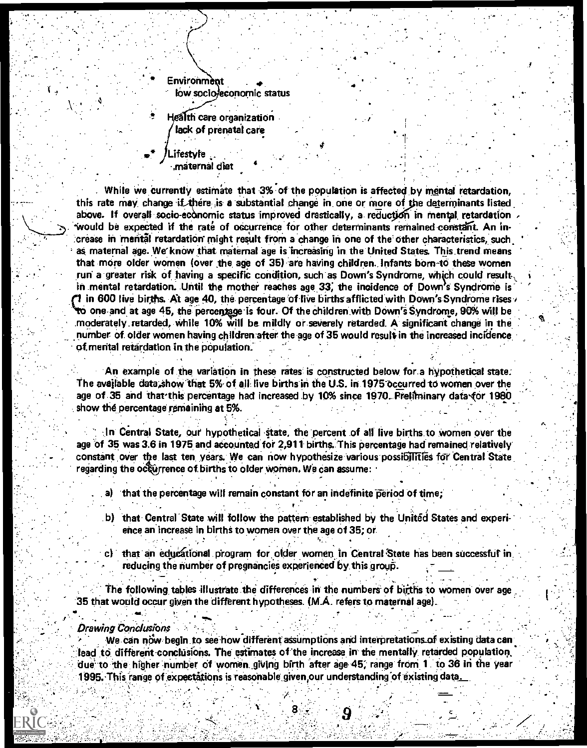- Environment
  - low socio-economic status
- Health care organization
  - lack of prenatal care
- Lifestyle
  - maternal diet

While we currently estimate that 3% of the population is affected by mental retardation, this rate may change if there is a substantial change in one or more of the determinants listed above. If overall socio-economic status improved drastically, a reduction in mental retardation would be expected if the rate of occurrence for other determinants remained constant. An increase in mental retardation might result from a change in one of the other characteristics, such as maternal age. We know that maternal age is increasing in the United States. This trend means that more older women (over the age of 35) are having children. Infants born to these women run a greater risk of having a specific condition, such as Down's Syndrome, which could result in mental retardation. Until the mother reaches age 33, the incidence of Down's Syndrome is 1 in 600 live births. At age 40, the percentage of live births afflicted with Down's Syndrome rises to one and at age 45, the percentage is four. Of the children with Down's Syndrome, 90% will be moderately retarded, while 10% will be mildly or severely retarded. A significant change in the number of older women having children after the age of 35 would result in the increased incidence of mental retardation in the population.

An example of the variation in these rates is constructed below for a hypothetical state. The available data show that 5% of all live births in the U.S. in 1975 occurred to women over the age of 35 and that this percentage had increased by 10% since 1970. Preliminary data for 1980 show the percentage remaining at 5%.

In Central State, our hypothetical state, the percent of all live births to women over the age of 35 was 3.6 in 1975 and accounted for 2,911 births. This percentage had remained relatively constant over the last ten years. We can now hypothesize various possibilities for Central State regarding the occurrence of births to older women. We can assume:

a) that the percentage will remain constant for an indefinite period of time;

b) that Central State will follow the pattern established by the United States and experience an increase in births to women over the age of 35; or

c) that an educational program for older women in Central State has been successful in reducing the number of pregnancies experienced by this group.

The following tables illustrate the differences in the numbers of births to women over age 35 that would occur given the different hypotheses. (M.A. refers to maternal age).

### *Drawing Conclusions*

We can now begin to see how different assumptions and interpretations of existing data can lead to different conclusions. The estimates of the increase in the mentally retarded population due to the higher number of women giving birth after age 45, range from 1 to 36 in the year 1995. This range of expectations is reasonable given our understanding of existing data.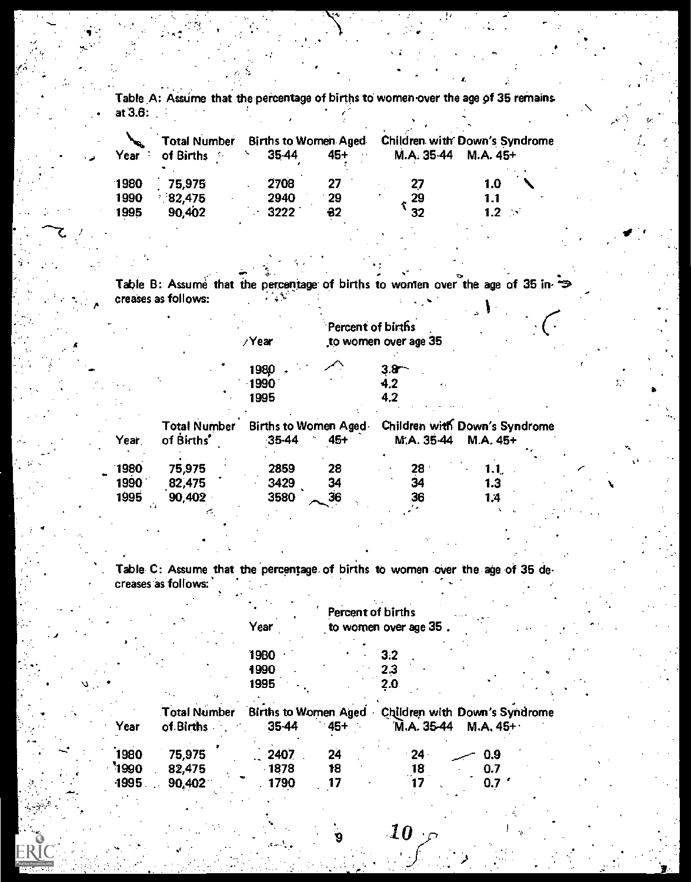Table A: Assume that the percentage of births to women over the age of 35 remains at 3.6:

| Year | Total Number of Births | Births to Women Aged 35-44 | Births to Women Aged 45+ | Children with Down's Syndrome M.A. 35-44 | Children with Down's Syndrome M.A. 45+ |
|---|---|---|---|---|---|
| 1980 | 75,975 | 2708 | 27 | 27 | 1.0 |
| 1990 | 82,475 | 2940 | 29 | 29 | 1.1 |
| 1995 | 90,402 | 3222 | 32 | 32 | 1.2 |

Table B: Assume that the percentage of births to women over the age of 35 increases as follows:

| Year | Percent of births to women over age 35 |
|---|---|
| 1980 | 3.8 |
| 1990 | 4.2 |
| 1995 | 4.2 |

| Year | Total Number of Births | Births to Women Aged 35-44 | Births to Women Aged 45+ | Children with Down's Syndrome M.A. 35-44 | Children with Down's Syndrome M.A. 45+ |
|---|---|---|---|---|---|
| 1980 | 75,975 | 2859 | 28 | 28 | 1.1 |
| 1990 | 82,475 | 3429 | 34 | 34 | 1.3 |
| 1995 | 90,402 | 3580 | 36 | 36 | 1.4 |

Table C: Assume that the percentage of births to women over the age of 35 decreases as follows:

| Year | Percent of births to women over age 35 |
|---|---|
| 1980 | 3.2 |
| 1990 | 2.3 |
| 1995 | 2.0 |

| Year | Total Number of Births | Births to Women Aged 35-44 | Births to Women Aged 45+ | Children with Down's Syndrome M.A. 35-44 | Children with Down's Syndrome M.A. 45+ |
|---|---|---|---|---|---|
| 1980 | 75,975 | 2407 | 24 | 24 | 0.9 |
| 1990 | 82,475 | 1878 | 18 | 18 | 0.7 |
| 1995 | 90,402 | 1790 | 17 | 17 | 0.7 |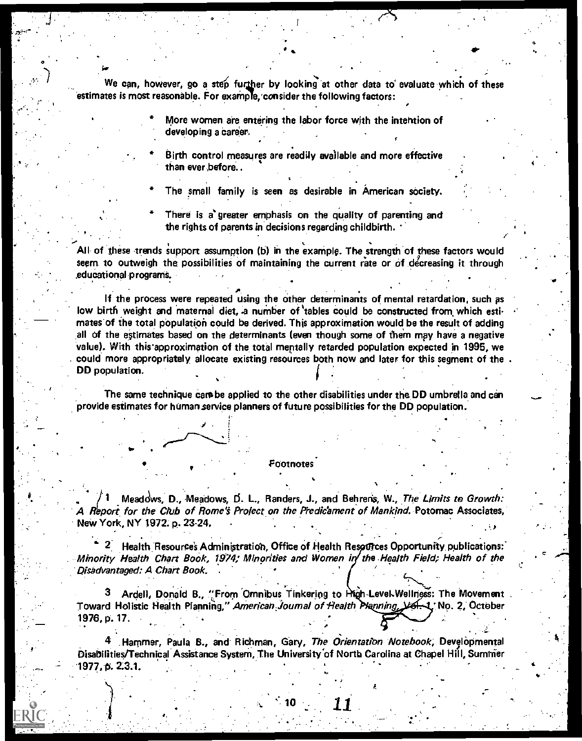We can, however, go a step further by looking at other data to evaluate which of these estimates is most reasonable. For example, consider the following factors:

* More women are entering the labor force with the intention of developing a career.
* Birth control measures are readily available and more effective than ever before.
* The small family is seen as desirable in American society.
* There is a greater emphasis on the quality of parenting and the rights of parents in decisions regarding childbirth.

All of these trends support assumption (b) in the example. The strength of these factors would seem to outweigh the possibilities of maintaining the current rate or of decreasing it through educational programs.

If the process were repeated using the other determinants of mental retardation, such as low birth weight and maternal diet, a number of tables could be constructed from which estimates of the total population could be derived. This approximation would be the result of adding all of the estimates based on the determinants (even though some of them may have a negative value). With this approximation of the total mentally retarded population expected in 1995, we could more appropriately allocate existing resources both now and later for this segment of the DD population.

The same technique can be applied to the other disabilities under the DD umbrella and can provide estimates for human service planners of future possibilities for the DD population.

## Footnotes

1 Meadows, D., Meadows, D. L., Randers, J., and Behrens, W., *The Limits to Growth: A Report for the Club of Rome's Project on the Predicament of Mankind.* Potomac Associates, New York, NY 1972. p. 23-24.

2 Health Resources Administration, Office of Health Resources Opportunity publications: *Minority Health Chart Book, 1974; Minorities and Women in the Health Field; Health of the Disadvantaged: A Chart Book.*

3 Ardell, Donald B., "From Omnibus Tinkering to High-Level Wellness: The Movement Toward Holistic Health Planning," *American Journal of Health Planning,* Vol. 1, No. 2, October 1976, p. 17.

4 Hammer, Paula B., and Richman, Gary, *The Orientation Notebook,* Developmental Disabilities/Technical Assistance System, The University of North Carolina at Chapel Hill, Summer 1977, p. 2.3.1.